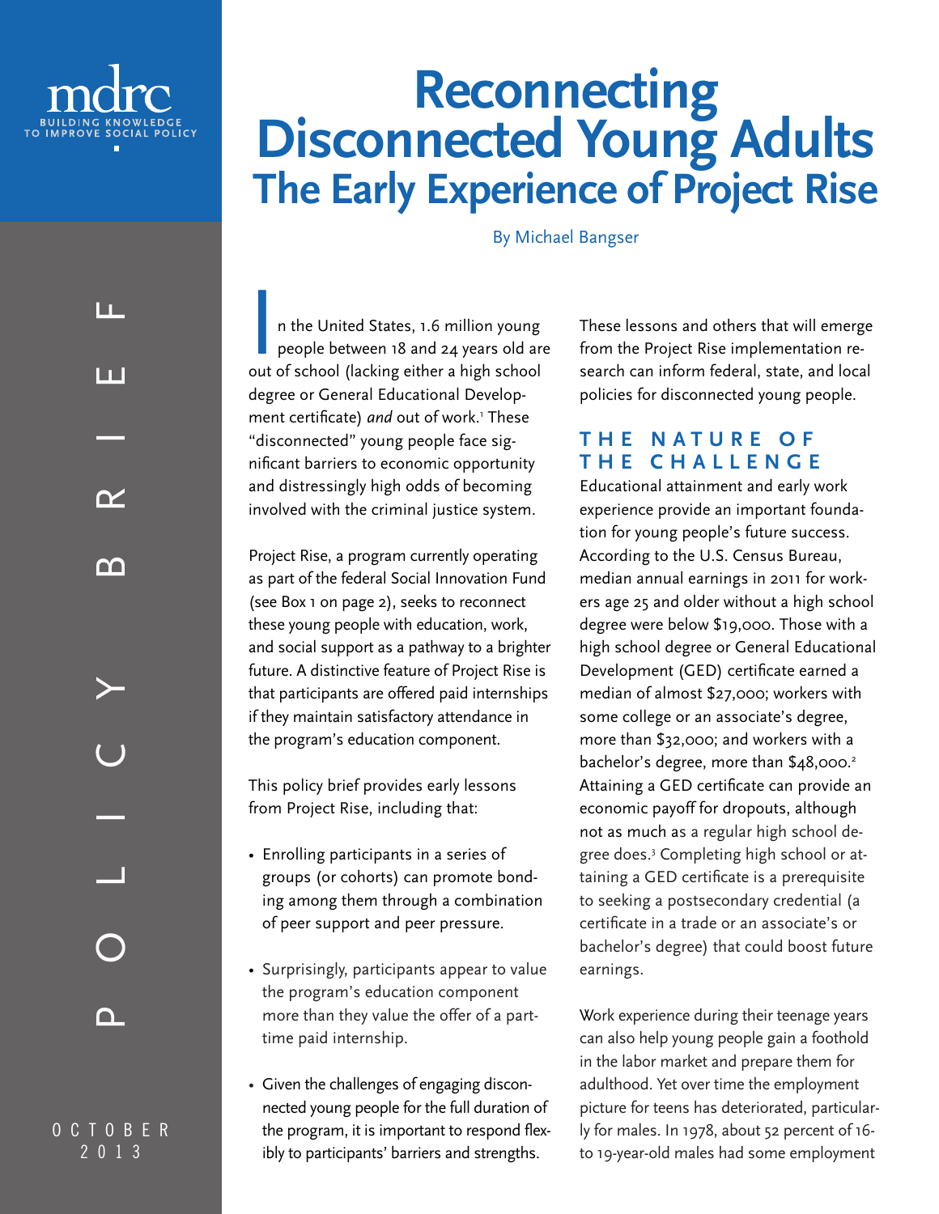mdrc

BUILDING KNOWLEDGE TO IMPROVE SOCIAL POLICY

POLICY BRIEF

OCTOBER 2013

# Reconnecting Disconnected Young Adults

## The Early Experience of Project Rise

By Michael Bangser

In the United States, 1.6 million young people between 18 and 24 years old are out of school (lacking either a high school degree or General Educational Development certificate) *and* out of work.[1] These "disconnected" young people face significant barriers to economic opportunity and distressingly high odds of becoming involved with the criminal justice system.

Project Rise, a program currently operating as part of the federal Social Innovation Fund (see Box 1 on page 2), seeks to reconnect these young people with education, work, and social support as a pathway to a brighter future. A distinctive feature of Project Rise is that participants are offered paid internships if they maintain satisfactory attendance in the program's education component.

This policy brief provides early lessons from Project Rise, including that:

- Enrolling participants in a series of groups (or cohorts) can promote bonding among them through a combination of peer support and peer pressure.
- Surprisingly, participants appear to value the program's education component more than they value the offer of a part-time paid internship.
- Given the challenges of engaging disconnected young people for the full duration of the program, it is important to respond flexibly to participants' barriers and strengths.

These lessons and others that will emerge from the Project Rise implementation research can inform federal, state, and local policies for disconnected young people.

### THE NATURE OF THE CHALLENGE

Educational attainment and early work experience provide an important foundation for young people's future success. According to the U.S. Census Bureau, median annual earnings in 2011 for workers age 25 and older without a high school degree were below $19,000. Those with a high school degree or General Educational Development (GED) certificate earned a median of almost $27,000; workers with some college or an associate's degree, more than $32,000; and workers with a bachelor's degree, more than $48,000.[2] Attaining a GED certificate can provide an economic payoff for dropouts, although not as much as a regular high school degree does.[3] Completing high school or attaining a GED certificate is a prerequisite to seeking a postsecondary credential (a certificate in a trade or an associate's or bachelor's degree) that could boost future earnings.

Work experience during their teenage years can also help young people gain a foothold in the labor market and prepare them for adulthood. Yet over time the employment picture for teens has deteriorated, particularly for males. In 1978, about 52 percent of 16- to 19-year-old males had some employment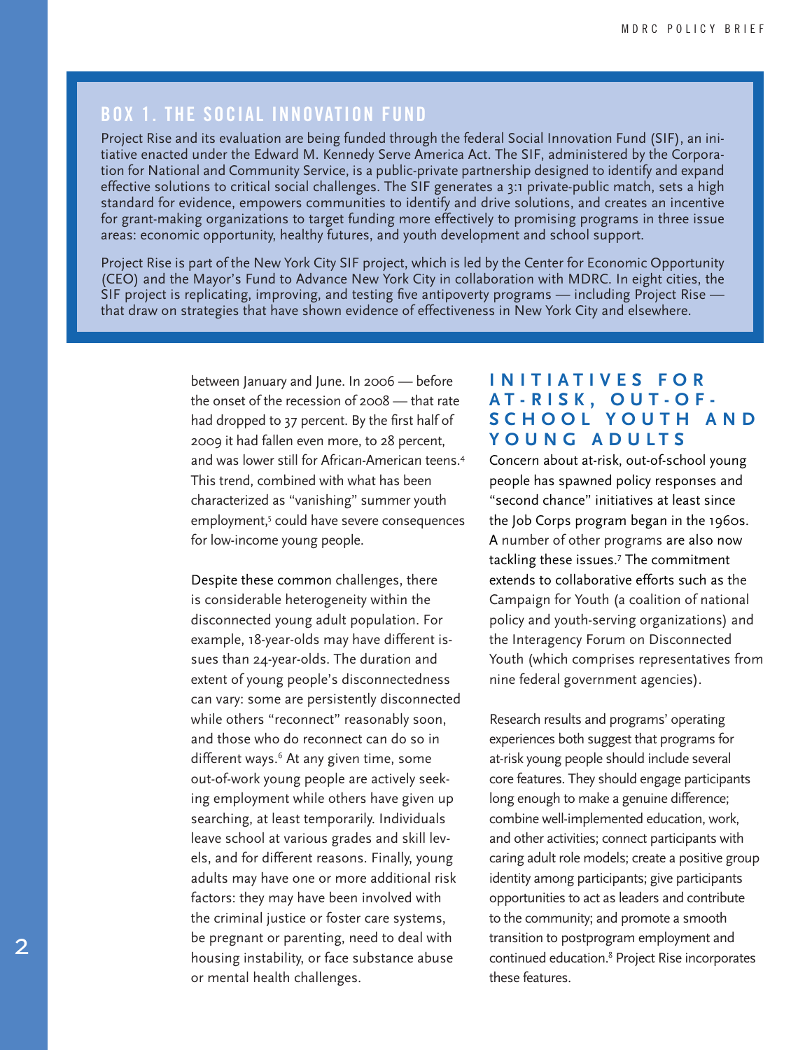## BOX 1. THE SOCIAL INNOVATION FUND

Project Rise and its evaluation are being funded through the federal Social Innovation Fund (SIF), an initiative enacted under the Edward M. Kennedy Serve America Act. The SIF, administered by the Corporation for National and Community Service, is a public-private partnership designed to identify and expand effective solutions to critical social challenges. The SIF generates a 3:1 private-public match, sets a high standard for evidence, empowers communities to identify and drive solutions, and creates an incentive for grant-making organizations to target funding more effectively to promising programs in three issue areas: economic opportunity, healthy futures, and youth development and school support.

Project Rise is part of the New York City SIF project, which is led by the Center for Economic Opportunity (CEO) and the Mayor's Fund to Advance New York City in collaboration with MDRC. In eight cities, the SIF project is replicating, improving, and testing five antipoverty programs — including Project Rise — that draw on strategies that have shown evidence of effectiveness in New York City and elsewhere.

between January and June. In 2006 — before the onset of the recession of 2008 — that rate had dropped to 37 percent. By the first half of 2009 it had fallen even more, to 28 percent, and was lower still for African-American teens.[4] This trend, combined with what has been characterized as "vanishing" summer youth employment,[5] could have severe consequences for low-income young people.

Despite these common challenges, there is considerable heterogeneity within the disconnected young adult population. For example, 18-year-olds may have different issues than 24-year-olds. The duration and extent of young people's disconnectedness can vary: some are persistently disconnected while others "reconnect" reasonably soon, and those who do reconnect can do so in different ways.[6] At any given time, some out-of-work young people are actively seeking employment while others have given up searching, at least temporarily. Individuals leave school at various grades and skill levels, and for different reasons. Finally, young adults may have one or more additional risk factors: they may have been involved with the criminal justice or foster care systems, be pregnant or parenting, need to deal with housing instability, or face substance abuse or mental health challenges.

## INITIATIVES FOR AT-RISK, OUT-OF-SCHOOL YOUTH AND YOUNG ADULTS

Concern about at-risk, out-of-school young people has spawned policy responses and "second chance" initiatives at least since the Job Corps program began in the 1960s. A number of other programs are also now tackling these issues.[7] The commitment extends to collaborative efforts such as the Campaign for Youth (a coalition of national policy and youth-serving organizations) and the Interagency Forum on Disconnected Youth (which comprises representatives from nine federal government agencies).

Research results and programs' operating experiences both suggest that programs for at-risk young people should include several core features. They should engage participants long enough to make a genuine difference; combine well-implemented education, work, and other activities; connect participants with caring adult role models; create a positive group identity among participants; give participants opportunities to act as leaders and contribute to the community; and promote a smooth transition to postprogram employment and continued education.[8] Project Rise incorporates these features.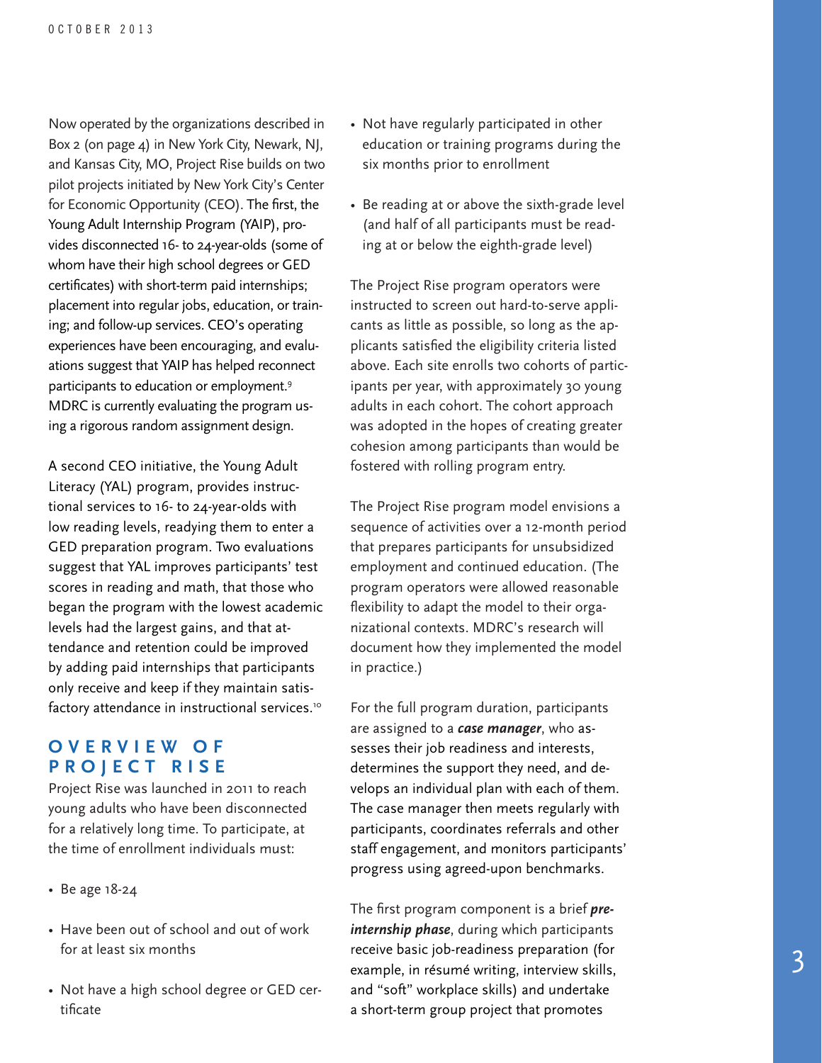Now operated by the organizations described in Box 2 (on page 4) in New York City, Newark, NJ, and Kansas City, MO, Project Rise builds on two pilot projects initiated by New York City's Center for Economic Opportunity (CEO). The first, the Young Adult Internship Program (YAIP), provides disconnected 16- to 24-year-olds (some of whom have their high school degrees or GED certificates) with short-term paid internships; placement into regular jobs, education, or training; and follow-up services. CEO's operating experiences have been encouraging, and evaluations suggest that YAIP has helped reconnect participants to education or employment.[9] MDRC is currently evaluating the program using a rigorous random assignment design.

A second CEO initiative, the Young Adult Literacy (YAL) program, provides instructional services to 16- to 24-year-olds with low reading levels, readying them to enter a GED preparation program. Two evaluations suggest that YAL improves participants' test scores in reading and math, that those who began the program with the lowest academic levels had the largest gains, and that attendance and retention could be improved by adding paid internships that participants only receive and keep if they maintain satisfactory attendance in instructional services.[10]

## OVERVIEW OF PROJECT RISE

Project Rise was launched in 2011 to reach young adults who have been disconnected for a relatively long time. To participate, at the time of enrollment individuals must:

- Be age 18-24
- Have been out of school and out of work for at least six months
- Not have a high school degree or GED certificate
- Not have regularly participated in other education or training programs during the six months prior to enrollment
- Be reading at or above the sixth-grade level (and half of all participants must be reading at or below the eighth-grade level)

The Project Rise program operators were instructed to screen out hard-to-serve applicants as little as possible, so long as the applicants satisfied the eligibility criteria listed above. Each site enrolls two cohorts of participants per year, with approximately 30 young adults in each cohort. The cohort approach was adopted in the hopes of creating greater cohesion among participants than would be fostered with rolling program entry.

The Project Rise program model envisions a sequence of activities over a 12-month period that prepares participants for unsubsidized employment and continued education. (The program operators were allowed reasonable flexibility to adapt the model to their organizational contexts. MDRC's research will document how they implemented the model in practice.)

For the full program duration, participants are assigned to a ***case manager***, who assesses their job readiness and interests, determines the support they need, and develops an individual plan with each of them. The case manager then meets regularly with participants, coordinates referrals and other staff engagement, and monitors participants' progress using agreed-upon benchmarks.

The first program component is a brief ***pre-internship phase***, during which participants receive basic job-readiness preparation (for example, in résumé writing, interview skills, and "soft" workplace skills) and undertake a short-term group project that promotes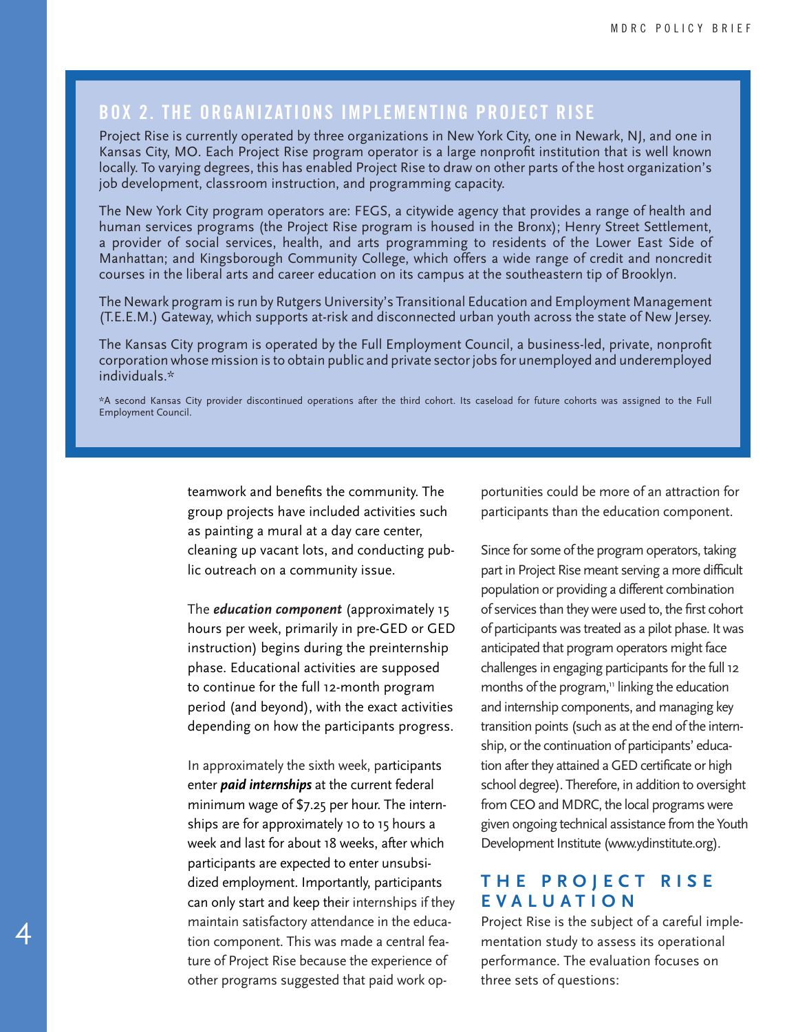## BOX 2. THE ORGANIZATIONS IMPLEMENTING PROJECT RISE

Project Rise is currently operated by three organizations in New York City, one in Newark, NJ, and one in Kansas City, MO. Each Project Rise program operator is a large nonprofit institution that is well known locally. To varying degrees, this has enabled Project Rise to draw on other parts of the host organization's job development, classroom instruction, and programming capacity.

The New York City program operators are: FEGS, a citywide agency that provides a range of health and human services programs (the Project Rise program is housed in the Bronx); Henry Street Settlement, a provider of social services, health, and arts programming to residents of the Lower East Side of Manhattan; and Kingsborough Community College, which offers a wide range of credit and noncredit courses in the liberal arts and career education on its campus at the southeastern tip of Brooklyn.

The Newark program is run by Rutgers University's Transitional Education and Employment Management (T.E.E.M.) Gateway, which supports at-risk and disconnected urban youth across the state of New Jersey.

The Kansas City program is operated by the Full Employment Council, a business-led, private, nonprofit corporation whose mission is to obtain public and private sector jobs for unemployed and underemployed individuals.*

*A second Kansas City provider discontinued operations after the third cohort. Its caseload for future cohorts was assigned to the Full Employment Council.

teamwork and benefits the community. The group projects have included activities such as painting a mural at a day care center, cleaning up vacant lots, and conducting public outreach on a community issue.

The ***education component*** (approximately 15 hours per week, primarily in pre-GED or GED instruction) begins during the preinternship phase. Educational activities are supposed to continue for the full 12-month program period (and beyond), with the exact activities depending on how the participants progress.

In approximately the sixth week, participants enter ***paid internships*** at the current federal minimum wage of $7.25 per hour. The internships are for approximately 10 to 15 hours a week and last for about 18 weeks, after which participants are expected to enter unsubsidized employment. Importantly, participants can only start and keep their internships if they maintain satisfactory attendance in the education component. This was made a central feature of Project Rise because the experience of other programs suggested that paid work opportunities could be more of an attraction for participants than the education component.

Since for some of the program operators, taking part in Project Rise meant serving a more difficult population or providing a different combination of services than they were used to, the first cohort of participants was treated as a pilot phase. It was anticipated that program operators might face challenges in engaging participants for the full 12 months of the program,[11] linking the education and internship components, and managing key transition points (such as at the end of the internship, or the continuation of participants' education after they attained a GED certificate or high school degree). Therefore, in addition to oversight from CEO and MDRC, the local programs were given ongoing technical assistance from the Youth Development Institute (www.ydinstitute.org).

## THE PROJECT RISE EVALUATION

Project Rise is the subject of a careful implementation study to assess its operational performance. The evaluation focuses on three sets of questions: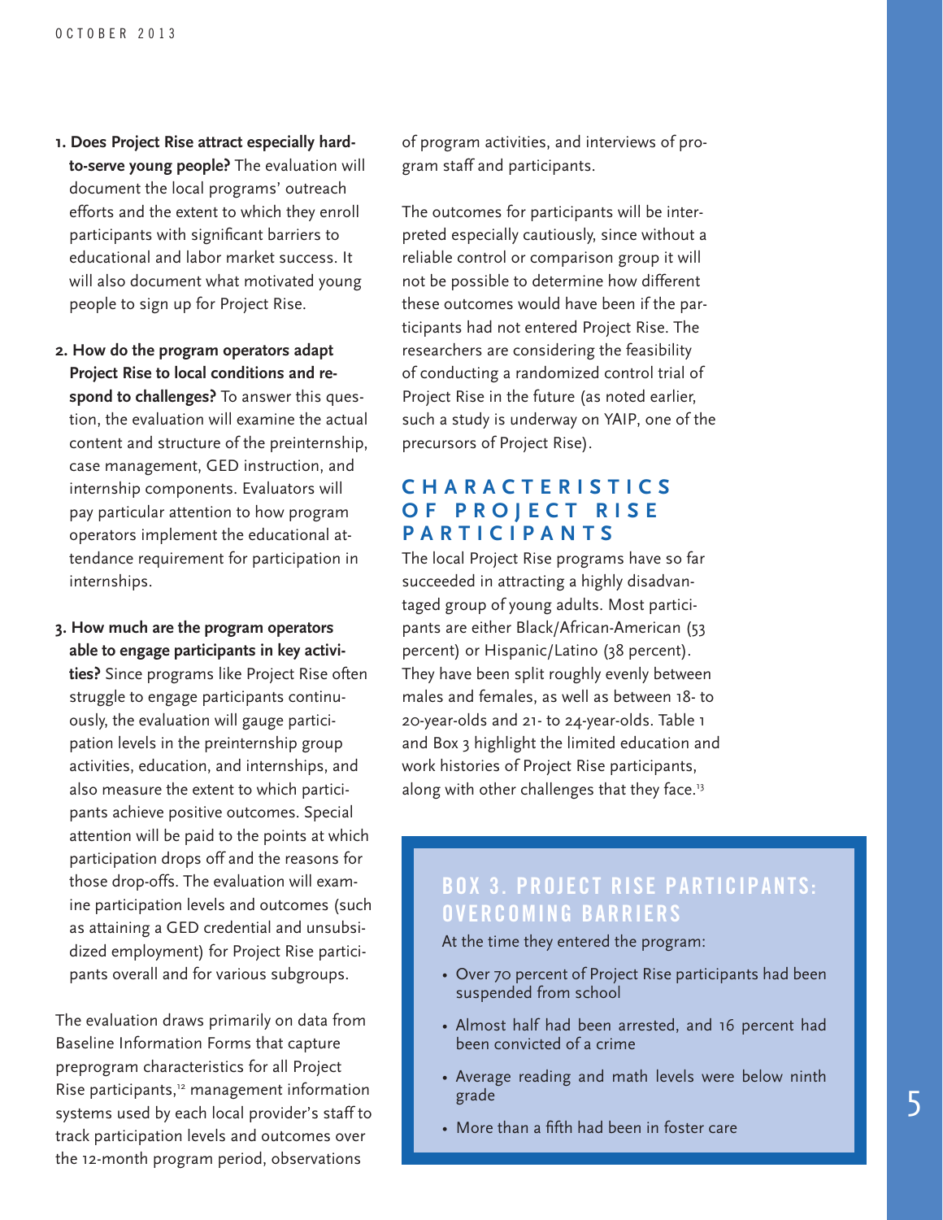1. **Does Project Rise attract especially hard-to-serve young people?** The evaluation will document the local programs' outreach efforts and the extent to which they enroll participants with significant barriers to educational and labor market success. It will also document what motivated young people to sign up for Project Rise.

2. **How do the program operators adapt Project Rise to local conditions and respond to challenges?** To answer this question, the evaluation will examine the actual content and structure of the preinternship, case management, GED instruction, and internship components. Evaluators will pay particular attention to how program operators implement the educational attendance requirement for participation in internships.

3. **How much are the program operators able to engage participants in key activities?** Since programs like Project Rise often struggle to engage participants continuously, the evaluation will gauge participation levels in the preinternship group activities, education, and internships, and also measure the extent to which participants achieve positive outcomes. Special attention will be paid to the points at which participation drops off and the reasons for those drop-offs. The evaluation will examine participation levels and outcomes (such as attaining a GED credential and unsubsidized employment) for Project Rise participants overall and for various subgroups.

The evaluation draws primarily on data from Baseline Information Forms that capture preprogram characteristics for all Project Rise participants,[12] management information systems used by each local provider's staff to track participation levels and outcomes over the 12-month program period, observations of program activities, and interviews of program staff and participants.

The outcomes for participants will be interpreted especially cautiously, since without a reliable control or comparison group it will not be possible to determine how different these outcomes would have been if the participants had not entered Project Rise. The researchers are considering the feasibility of conducting a randomized control trial of Project Rise in the future (as noted earlier, such a study is underway on YAIP, one of the precursors of Project Rise).

## CHARACTERISTICS OF PROJECT RISE PARTICIPANTS

The local Project Rise programs have so far succeeded in attracting a highly disadvantaged group of young adults. Most participants are either Black/African-American (53 percent) or Hispanic/Latino (38 percent). They have been split roughly evenly between males and females, as well as between 18- to 20-year-olds and 21- to 24-year-olds. Table 1 and Box 3 highlight the limited education and work histories of Project Rise participants, along with other challenges that they face.[13]

### BOX 3. PROJECT RISE PARTICIPANTS: OVERCOMING BARRIERS

At the time they entered the program:

- Over 70 percent of Project Rise participants had been suspended from school
- Almost half had been arrested, and 16 percent had been convicted of a crime
- Average reading and math levels were below ninth grade
- More than a fifth had been in foster care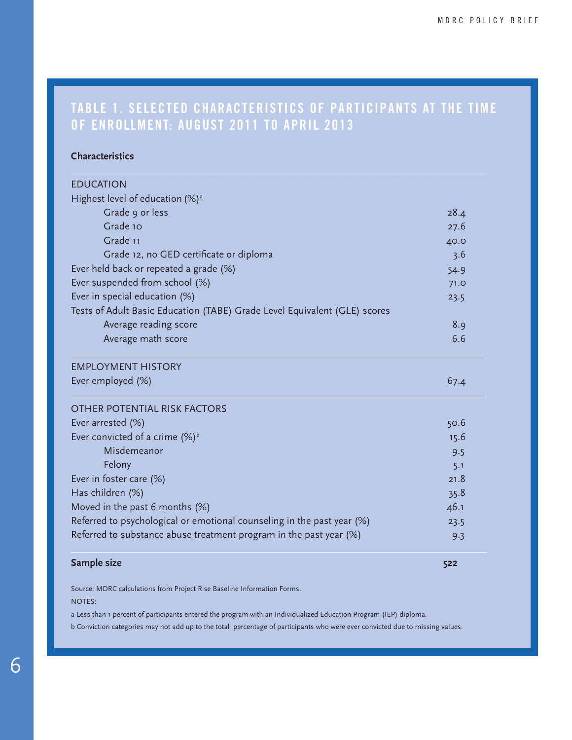## TABLE 1. SELECTED CHARACTERISTICS OF PARTICIPANTS AT THE TIME OF ENROLLMENT: AUGUST 2011 TO APRIL 2013

| Characteristics | |
|---|---|
| EDUCATION | |
| Highest level of education (%)[a] | |
| Grade 9 or less | 28.4 |
| Grade 10 | 27.6 |
| Grade 11 | 40.0 |
| Grade 12, no GED certificate or diploma | 3.6 |
| Ever held back or repeated a grade (%) | 54.9 |
| Ever suspended from school (%) | 71.0 |
| Ever in special education (%) | 23.5 |
| Tests of Adult Basic Education (TABE) Grade Level Equivalent (GLE) scores | |
| Average reading score | 8.9 |
| Average math score | 6.6 |
| EMPLOYMENT HISTORY | |
| Ever employed (%) | 67.4 |
| OTHER POTENTIAL RISK FACTORS | |
| Ever arrested (%) | 50.6 |
| Ever convicted of a crime (%)[b] | 15.6 |
| Misdemeanor | 9.5 |
| Felony | 5.1 |
| Ever in foster care (%) | 21.8 |
| Has children (%) | 35.8 |
| Moved in the past 6 months (%) | 46.1 |
| Referred to psychological or emotional counseling in the past year (%) | 23.5 |
| Referred to substance abuse treatment program in the past year (%) | 9.3 |
| **Sample size** | **522** |

Source: MDRC calculations from Project Rise Baseline Information Forms.

NOTES:

a Less than 1 percent of participants entered the program with an Individualized Education Program (IEP) diploma.

b Conviction categories may not add up to the total percentage of participants who were ever convicted due to missing values.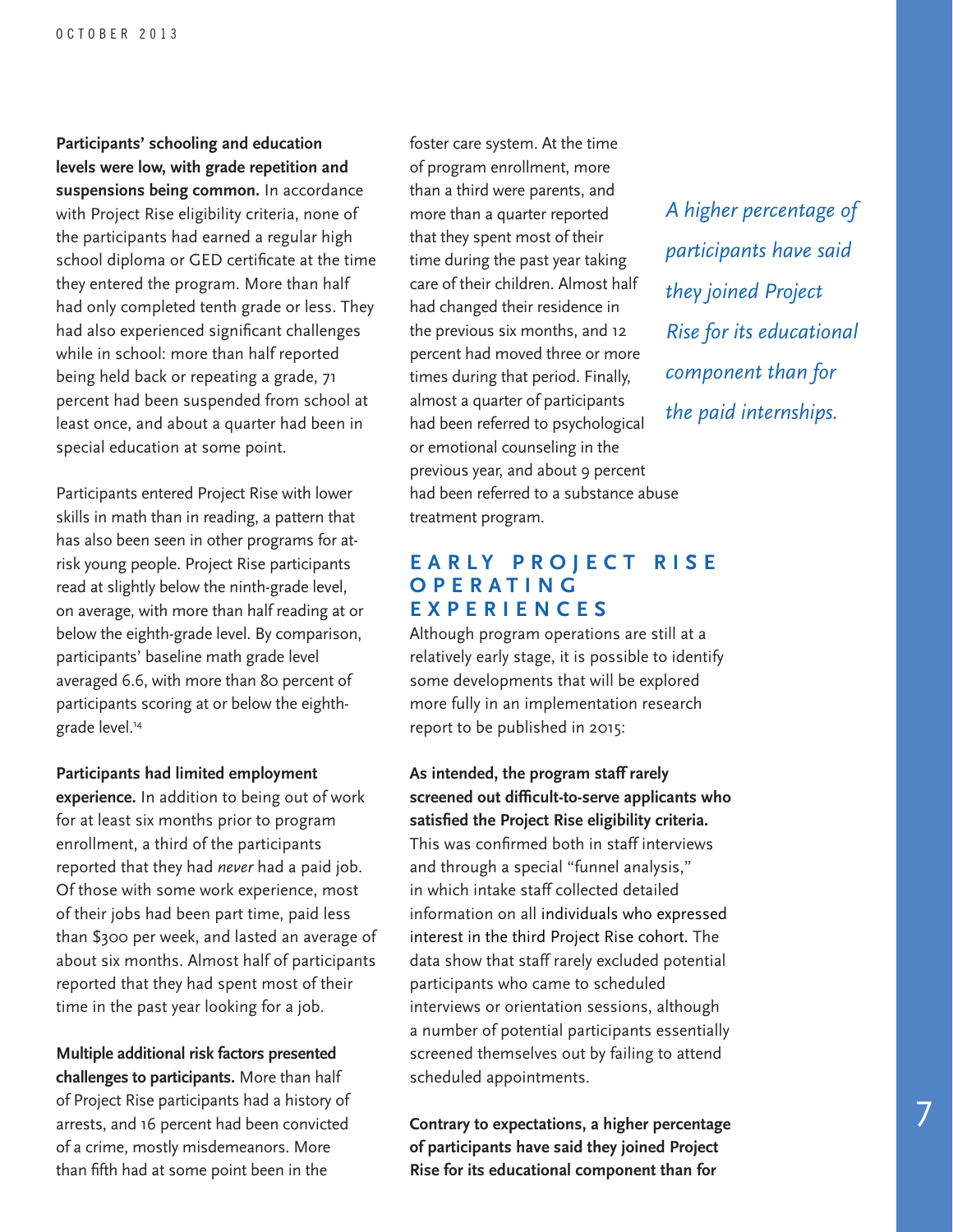**Participants' schooling and education levels were low, with grade repetition and suspensions being common.** In accordance with Project Rise eligibility criteria, none of the participants had earned a regular high school diploma or GED certificate at the time they entered the program. More than half had only completed tenth grade or less. They had also experienced significant challenges while in school: more than half reported being held back or repeating a grade, 71 percent had been suspended from school at least once, and about a quarter had been in special education at some point.

Participants entered Project Rise with lower skills in math than in reading, a pattern that has also been seen in other programs for at-risk young people. Project Rise participants read at slightly below the ninth-grade level, on average, with more than half reading at or below the eighth-grade level. By comparison, participants' baseline math grade level averaged 6.6, with more than 80 percent of participants scoring at or below the eighth-grade level.[14]

**Participants had limited employment experience.** In addition to being out of work for at least six months prior to program enrollment, a third of the participants reported that they had *never* had a paid job. Of those with some work experience, most of their jobs had been part time, paid less than $300 per week, and lasted an average of about six months. Almost half of participants reported that they had spent most of their time in the past year looking for a job.

**Multiple additional risk factors presented challenges to participants.** More than half of Project Rise participants had a history of arrests, and 16 percent had been convicted of a crime, mostly misdemeanors. More than fifth had at some point been in the foster care system. At the time of program enrollment, more than a third were parents, and more than a quarter reported that they spent most of their time during the past year taking care of their children. Almost half had changed their residence in the previous six months, and 12 percent had moved three or more times during that period. Finally, almost a quarter of participants had been referred to psychological or emotional counseling in the previous year, and about 9 percent had been referred to a substance abuse treatment program.

*A higher percentage of participants have said they joined Project Rise for its educational component than for the paid internships.*

## EARLY PROJECT RISE OPERATING EXPERIENCES

Although program operations are still at a relatively early stage, it is possible to identify some developments that will be explored more fully in an implementation research report to be published in 2015:

**As intended, the program staff rarely screened out difficult-to-serve applicants who satisfied the Project Rise eligibility criteria.** This was confirmed both in staff interviews and through a special "funnel analysis," in which intake staff collected detailed information on all individuals who expressed interest in the third Project Rise cohort. The data show that staff rarely excluded potential participants who came to scheduled interviews or orientation sessions, although a number of potential participants essentially screened themselves out by failing to attend scheduled appointments.

**Contrary to expectations, a higher percentage of participants have said they joined Project Rise for its educational component than for**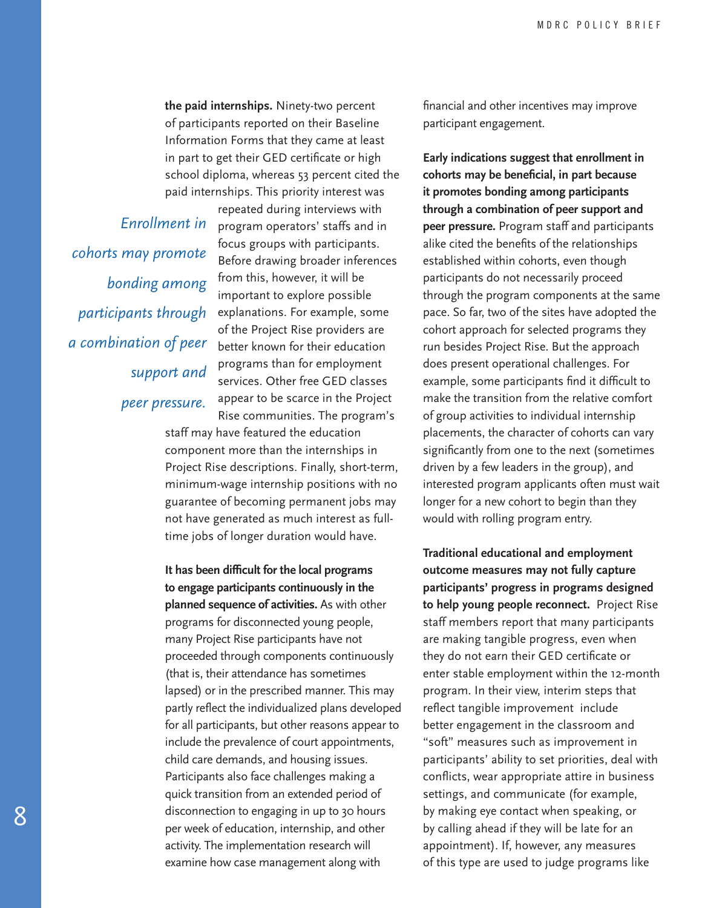**the paid internships.** Ninety-two percent of participants reported on their Baseline Information Forms that they came at least in part to get their GED certificate or high school diploma, whereas 53 percent cited the paid internships. This priority interest was repeated during interviews with program operators' staffs and in focus groups with participants. Before drawing broader inferences from this, however, it will be important to explore possible explanations. For example, some of the Project Rise providers are better known for their education programs than for employment services. Other free GED classes appear to be scarce in the Project Rise communities. The program's staff may have featured the education component more than the internships in Project Rise descriptions. Finally, short-term, minimum-wage internship positions with no guarantee of becoming permanent jobs may not have generated as much interest as full-time jobs of longer duration would have.

*Enrollment in cohorts may promote bonding among participants through a combination of peer support and peer pressure.*

**It has been difficult for the local programs to engage participants continuously in the planned sequence of activities.** As with other programs for disconnected young people, many Project Rise participants have not proceeded through components continuously (that is, their attendance has sometimes lapsed) or in the prescribed manner. This may partly reflect the individualized plans developed for all participants, but other reasons appear to include the prevalence of court appointments, child care demands, and housing issues. Participants also face challenges making a quick transition from an extended period of disconnection to engaging in up to 30 hours per week of education, internship, and other activity. The implementation research will examine how case management along with financial and other incentives may improve participant engagement.

**Early indications suggest that enrollment in cohorts may be beneficial, in part because it promotes bonding among participants through a combination of peer support and peer pressure.** Program staff and participants alike cited the benefits of the relationships established within cohorts, even though participants do not necessarily proceed through the program components at the same pace. So far, two of the sites have adopted the cohort approach for selected programs they run besides Project Rise. But the approach does present operational challenges. For example, some participants find it difficult to make the transition from the relative comfort of group activities to individual internship placements, the character of cohorts can vary significantly from one to the next (sometimes driven by a few leaders in the group), and interested program applicants often must wait longer for a new cohort to begin than they would with rolling program entry.

**Traditional educational and employment outcome measures may not fully capture participants' progress in programs designed to help young people reconnect.** Project Rise staff members report that many participants are making tangible progress, even when they do not earn their GED certificate or enter stable employment within the 12-month program. In their view, interim steps that reflect tangible improvement include better engagement in the classroom and "soft" measures such as improvement in participants' ability to set priorities, deal with conflicts, wear appropriate attire in business settings, and communicate (for example, by making eye contact when speaking, or by calling ahead if they will be late for an appointment). If, however, any measures of this type are used to judge programs like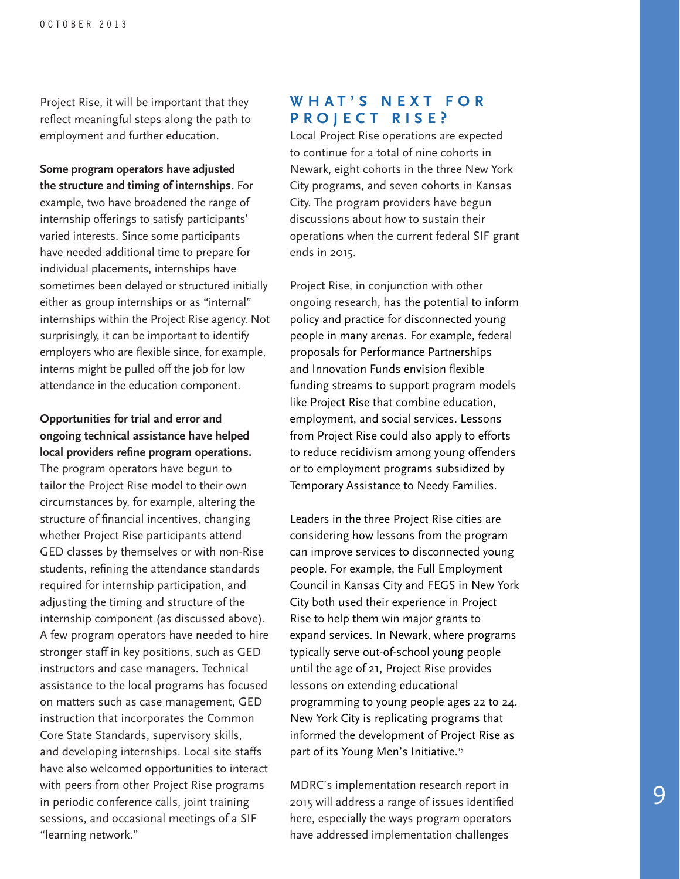Project Rise, it will be important that they reflect meaningful steps along the path to employment and further education.

**Some program operators have adjusted the structure and timing of internships.** For example, two have broadened the range of internship offerings to satisfy participants' varied interests. Since some participants have needed additional time to prepare for individual placements, internships have sometimes been delayed or structured initially either as group internships or as "internal" internships within the Project Rise agency. Not surprisingly, it can be important to identify employers who are flexible since, for example, interns might be pulled off the job for low attendance in the education component.

**Opportunities for trial and error and ongoing technical assistance have helped local providers refine program operations.** The program operators have begun to tailor the Project Rise model to their own circumstances by, for example, altering the structure of financial incentives, changing whether Project Rise participants attend GED classes by themselves or with non-Rise students, refining the attendance standards required for internship participation, and adjusting the timing and structure of the internship component (as discussed above). A few program operators have needed to hire stronger staff in key positions, such as GED instructors and case managers. Technical assistance to the local programs has focused on matters such as case management, GED instruction that incorporates the Common Core State Standards, supervisory skills, and developing internships. Local site staffs have also welcomed opportunities to interact with peers from other Project Rise programs in periodic conference calls, joint training sessions, and occasional meetings of a SIF "learning network."

## WHAT'S NEXT FOR PROJECT RISE?

Local Project Rise operations are expected to continue for a total of nine cohorts in Newark, eight cohorts in the three New York City programs, and seven cohorts in Kansas City. The program providers have begun discussions about how to sustain their operations when the current federal SIF grant ends in 2015.

Project Rise, in conjunction with other ongoing research, has the potential to inform policy and practice for disconnected young people in many arenas. For example, federal proposals for Performance Partnerships and Innovation Funds envision flexible funding streams to support program models like Project Rise that combine education, employment, and social services. Lessons from Project Rise could also apply to efforts to reduce recidivism among young offenders or to employment programs subsidized by Temporary Assistance to Needy Families.

Leaders in the three Project Rise cities are considering how lessons from the program can improve services to disconnected young people. For example, the Full Employment Council in Kansas City and FEGS in New York City both used their experience in Project Rise to help them win major grants to expand services. In Newark, where programs typically serve out-of-school young people until the age of 21, Project Rise provides lessons on extending educational programming to young people ages 22 to 24. New York City is replicating programs that informed the development of Project Rise as part of its Young Men's Initiative.[15]

MDRC's implementation research report in 2015 will address a range of issues identified here, especially the ways program operators have addressed implementation challenges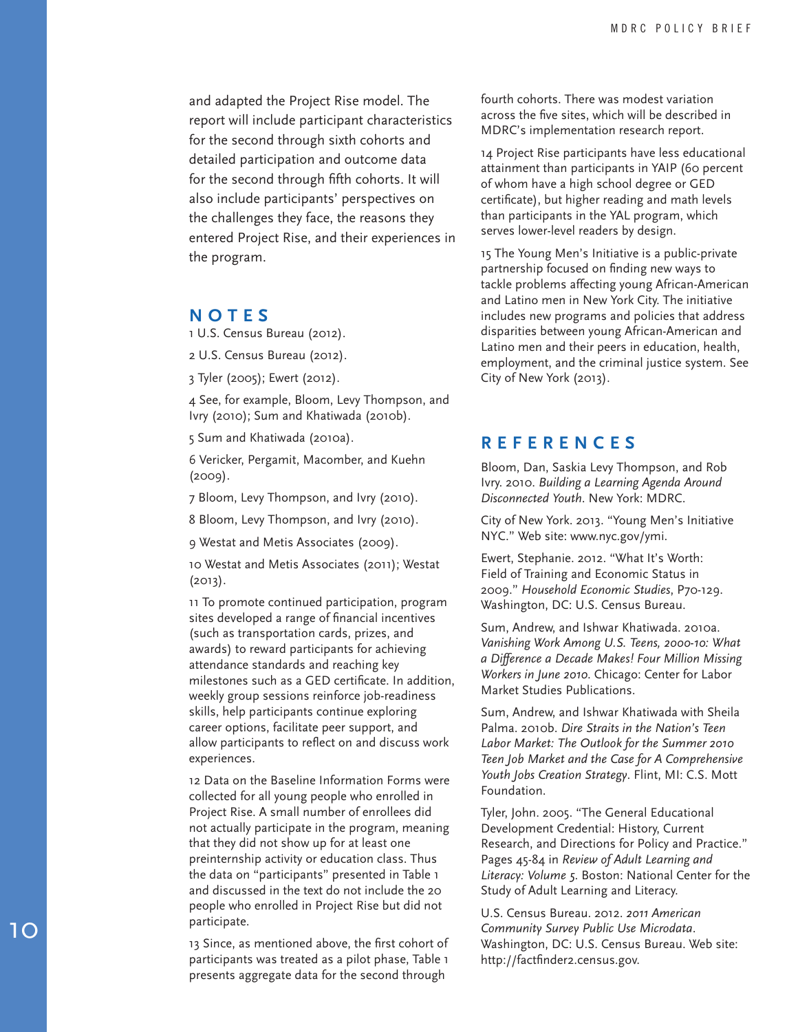and adapted the Project Rise model. The report will include participant characteristics for the second through sixth cohorts and detailed participation and outcome data for the second through fifth cohorts. It will also include participants' perspectives on the challenges they face, the reasons they entered Project Rise, and their experiences in the program.

## NOTES

1 U.S. Census Bureau (2012).

2 U.S. Census Bureau (2012).

3 Tyler (2005); Ewert (2012).

4 See, for example, Bloom, Levy Thompson, and Ivry (2010); Sum and Khatiwada (2010b).

5 Sum and Khatiwada (2010a).

6 Vericker, Pergamit, Macomber, and Kuehn (2009).

7 Bloom, Levy Thompson, and Ivry (2010).

8 Bloom, Levy Thompson, and Ivry (2010).

9 Westat and Metis Associates (2009).

10 Westat and Metis Associates (2011); Westat (2013).

11 To promote continued participation, program sites developed a range of financial incentives (such as transportation cards, prizes, and awards) to reward participants for achieving attendance standards and reaching key milestones such as a GED certificate. In addition, weekly group sessions reinforce job-readiness skills, help participants continue exploring career options, facilitate peer support, and allow participants to reflect on and discuss work experiences.

12 Data on the Baseline Information Forms were collected for all young people who enrolled in Project Rise. A small number of enrollees did not actually participate in the program, meaning that they did not show up for at least one preinternship activity or education class. Thus the data on "participants" presented in Table 1 and discussed in the text do not include the 20 people who enrolled in Project Rise but did not participate.

13 Since, as mentioned above, the first cohort of participants was treated as a pilot phase, Table 1 presents aggregate data for the second through fourth cohorts. There was modest variation across the five sites, which will be described in MDRC's implementation research report.

14 Project Rise participants have less educational attainment than participants in YAIP (60 percent of whom have a high school degree or GED certificate), but higher reading and math levels than participants in the YAL program, which serves lower-level readers by design.

15 The Young Men's Initiative is a public-private partnership focused on finding new ways to tackle problems affecting young African-American and Latino men in New York City. The initiative includes new programs and policies that address disparities between young African-American and Latino men and their peers in education, health, employment, and the criminal justice system. See City of New York (2013).

## REFERENCES

Bloom, Dan, Saskia Levy Thompson, and Rob Ivry. 2010. *Building a Learning Agenda Around Disconnected Youth*. New York: MDRC.

City of New York. 2013. "Young Men's Initiative NYC." Web site: www.nyc.gov/ymi.

Ewert, Stephanie. 2012. "What It's Worth: Field of Training and Economic Status in 2009." *Household Economic Studies*, P70-129. Washington, DC: U.S. Census Bureau.

Sum, Andrew, and Ishwar Khatiwada. 2010a. *Vanishing Work Among U.S. Teens, 2000-10: What a Difference a Decade Makes! Four Million Missing Workers in June 2010*. Chicago: Center for Labor Market Studies Publications.

Sum, Andrew, and Ishwar Khatiwada with Sheila Palma. 2010b. *Dire Straits in the Nation's Teen Labor Market: The Outlook for the Summer 2010 Teen Job Market and the Case for A Comprehensive Youth Jobs Creation Strategy*. Flint, MI: C.S. Mott Foundation.

Tyler, John. 2005. "The General Educational Development Credential: History, Current Research, and Directions for Policy and Practice." Pages 45-84 in *Review of Adult Learning and Literacy: Volume 5*. Boston: National Center for the Study of Adult Learning and Literacy.

U.S. Census Bureau. 2012. *2011 American Community Survey Public Use Microdata*. Washington, DC: U.S. Census Bureau. Web site: http://factfinder2.census.gov.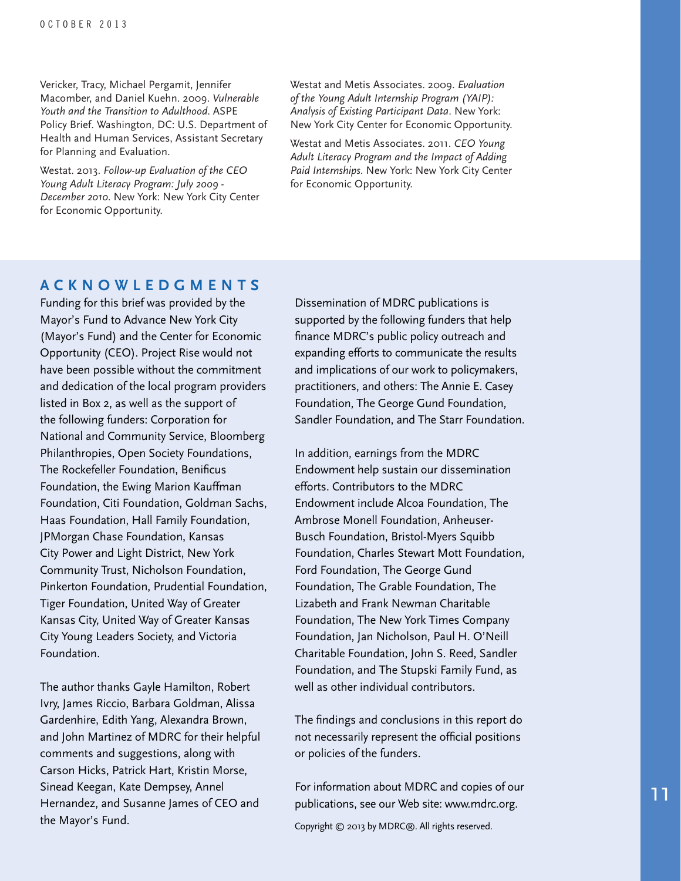Vericker, Tracy, Michael Pergamit, Jennifer Macomber, and Daniel Kuehn. 2009. *Vulnerable Youth and the Transition to Adulthood*. ASPE Policy Brief. Washington, DC: U.S. Department of Health and Human Services, Assistant Secretary for Planning and Evaluation.

Westat. 2013. *Follow-up Evaluation of the CEO Young Adult Literacy Program: July 2009 - December 2010*. New York: New York City Center for Economic Opportunity.

Westat and Metis Associates. 2009. *Evaluation of the Young Adult Internship Program (YAIP): Analysis of Existing Participant Data*. New York: New York City Center for Economic Opportunity.

Westat and Metis Associates. 2011. *CEO Young Adult Literacy Program and the Impact of Adding Paid Internships*. New York: New York City Center for Economic Opportunity.

## ACKNOWLEDGMENTS

Funding for this brief was provided by the Mayor's Fund to Advance New York City (Mayor's Fund) and the Center for Economic Opportunity (CEO). Project Rise would not have been possible without the commitment and dedication of the local program providers listed in Box 2, as well as the support of the following funders: Corporation for National and Community Service, Bloomberg Philanthropies, Open Society Foundations, The Rockefeller Foundation, Benificus Foundation, the Ewing Marion Kauffman Foundation, Citi Foundation, Goldman Sachs, Haas Foundation, Hall Family Foundation, JPMorgan Chase Foundation, Kansas City Power and Light District, New York Community Trust, Nicholson Foundation, Pinkerton Foundation, Prudential Foundation, Tiger Foundation, United Way of Greater Kansas City, United Way of Greater Kansas City Young Leaders Society, and Victoria Foundation.

The author thanks Gayle Hamilton, Robert Ivry, James Riccio, Barbara Goldman, Alissa Gardenhire, Edith Yang, Alexandra Brown, and John Martinez of MDRC for their helpful comments and suggestions, along with Carson Hicks, Patrick Hart, Kristin Morse, Sinead Keegan, Kate Dempsey, Annel Hernandez, and Susanne James of CEO and the Mayor's Fund.

Dissemination of MDRC publications is supported by the following funders that help finance MDRC's public policy outreach and expanding efforts to communicate the results and implications of our work to policymakers, practitioners, and others: The Annie E. Casey Foundation, The George Gund Foundation, Sandler Foundation, and The Starr Foundation.

In addition, earnings from the MDRC Endowment help sustain our dissemination efforts. Contributors to the MDRC Endowment include Alcoa Foundation, The Ambrose Monell Foundation, Anheuser-Busch Foundation, Bristol-Myers Squibb Foundation, Charles Stewart Mott Foundation, Ford Foundation, The George Gund Foundation, The Grable Foundation, The Lizabeth and Frank Newman Charitable Foundation, The New York Times Company Foundation, Jan Nicholson, Paul H. O'Neill Charitable Foundation, John S. Reed, Sandler Foundation, and The Stupski Family Fund, as well as other individual contributors.

The findings and conclusions in this report do not necessarily represent the official positions or policies of the funders.

For information about MDRC and copies of our publications, see our Web site: www.mdrc.org.

Copyright © 2013 by MDRC®. All rights reserved.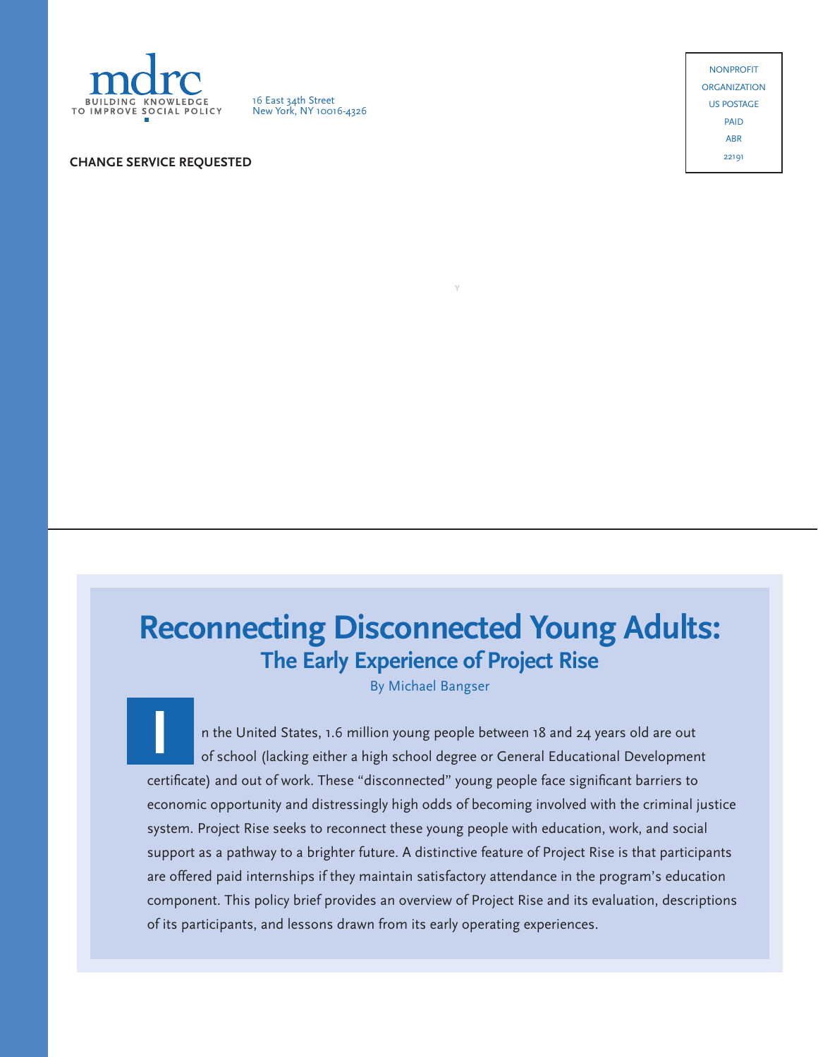mdrc

BUILDING KNOWLEDGE TO IMPROVE SOCIAL POLICY

16 East 34th Street
New York, NY 10016-4326

**CHANGE SERVICE REQUESTED**

NONPROFIT
ORGANIZATION
US POSTAGE
PAID
ABR
22191

# Reconnecting Disconnected Young Adults:

## The Early Experience of Project Rise

By Michael Bangser

In the United States, 1.6 million young people between 18 and 24 years old are out of school (lacking either a high school degree or General Educational Development certificate) and out of work. These "disconnected" young people face significant barriers to economic opportunity and distressingly high odds of becoming involved with the criminal justice system. Project Rise seeks to reconnect these young people with education, work, and social support as a pathway to a brighter future. A distinctive feature of Project Rise is that participants are offered paid internships if they maintain satisfactory attendance in the program's education component. This policy brief provides an overview of Project Rise and its evaluation, descriptions of its participants, and lessons drawn from its early operating experiences.